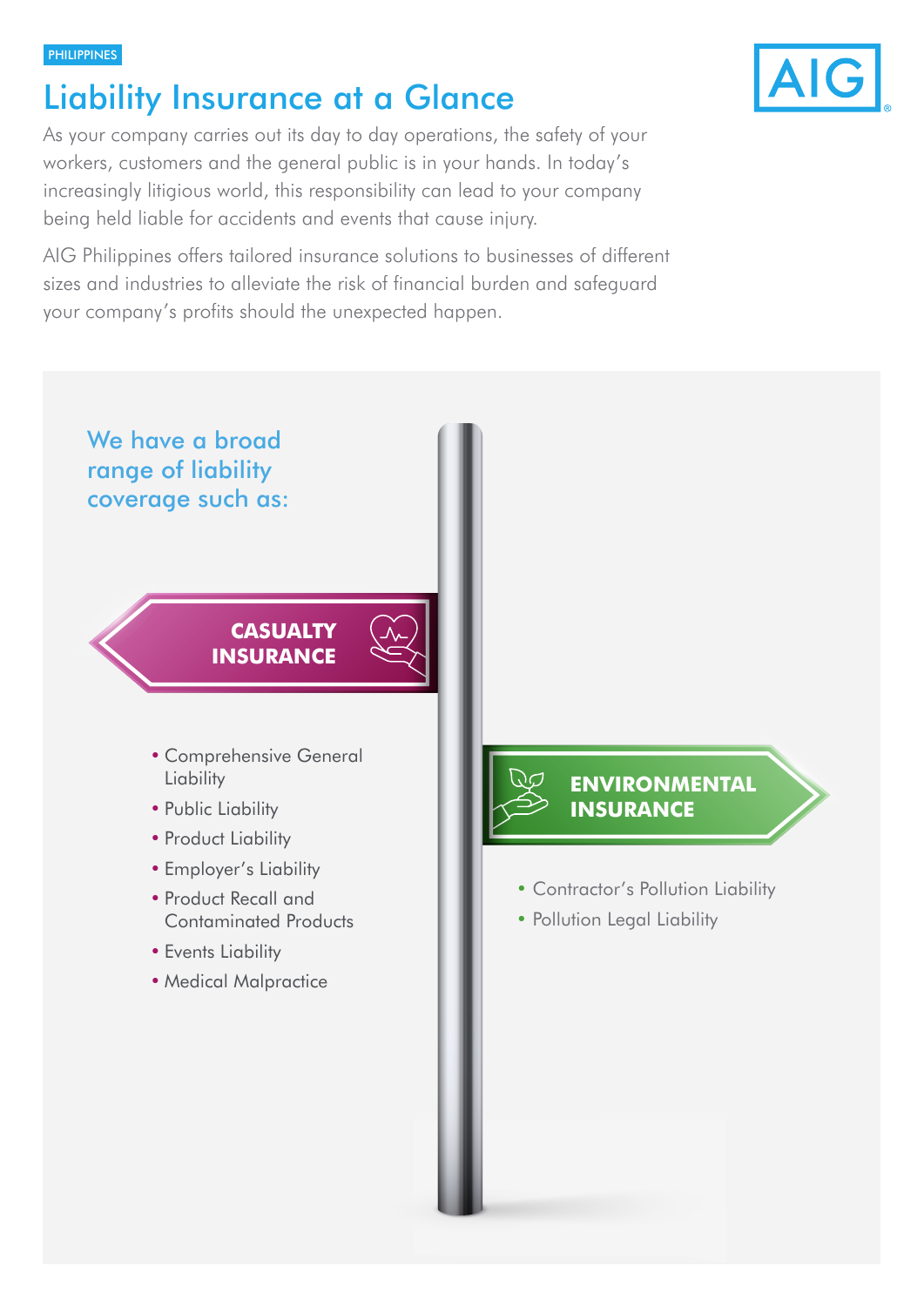PHILIPPINES

# Liability Insurance at a Glance

As your company carries out its day to day operations, the safety of your workers, customers and the general public is in your hands. In today's increasingly litigious world, this responsibility can lead to your company being held liable for accidents and events that cause injury.

AIG Philippines offers tailored insurance solutions to businesses of different sizes and industries to alleviate the risk of financial burden and safeguard your company's profits should the unexpected happen.

## We have a broad range of liability coverage such as:

### CASUALTY INSURANCE

- Comprehensive General Liability
- Public Liability
- Product Liability
- Employer's Liability
- Product Recall and Contaminated Products
- Events Liability
- Medical Malpractice

### ENVIRONMENTAL INSURANCE

- Contractor's Pollution Liability
- Pollution Legal Liability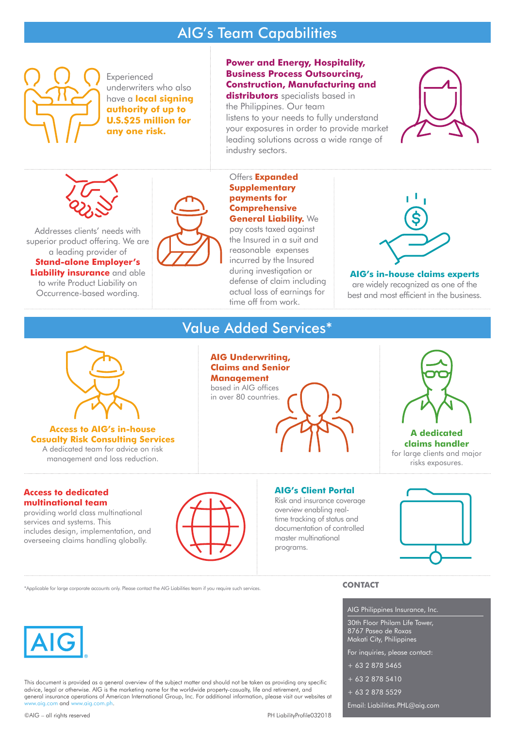## AIG's Team Capabilities

Experienced underwriters who also have a **local signing authority of up to U.S.$25 million for any one risk.**

**Power and Energy, Hospitality, Business Process Outsourcing, Construction, Manufacturing and distributors** specialists based in the Philippines. Our team listens to your needs to fully understand your exposures in order to provide market leading solutions across a wide range of industry sectors.

Addresses clients' needs with superior product offering. We are a leading provider of **Stand-alone Employer's Liability insurance** and able to write Product Liability on Occurrence-based wording.

Offers **Expanded Supplementary payments for Comprehensive General Liability.** We pay costs taxed against the Insured in a suit and reasonable expenses incurred by the Insured during investigation or defense of claim including actual loss of earnings for time off from work.

**AIG's in-house claims experts** are widely recognized as one of the best and most efficient in the business.

## Value Added Services*

**Access to AIG's in-house Casualty Risk Consulting Services**
A dedicated team for advice on risk management and loss reduction.

**AIG Underwriting, Claims and Senior Management** based in AIG offices in over 80 countries.

**A dedicated claims handler** for large clients and major risks exposures.

**Access to dedicated multinational team** providing world class multinational services and systems. This includes design, implementation, and overseeing claims handling globally.

**AIG's Client Portal**
Risk and insurance coverage overview enabling real-time tracking of status and documentation of controlled master multinational programs.

*Applicable for large corporate accounts only. Please contact the AIG Liabilities team if you require such services.

**CONTACT**

AIG Philippines Insurance, Inc.

30th Floor Philam Life Tower,
8767 Paseo de Roxas
Makati City, Philippines

For inquiries, please contact:

+ 63 2 878 5465

+ 63 2 878 5410

+ 63 2 878 5529

Email: Liabilities.PHL@aig.com

AIG

This document is provided as a general overview of the subject matter and should not be taken as providing any specific advice, legal or otherwise. AIG is the marketing name for the worldwide property-casualty, life and retirement, and general insurance operations of American International Group, Inc. For additional information, please visit our websites at www.aig.com and www.aig.com.ph.

©AIG – all rights reserved

PH LiabilityProfile032018